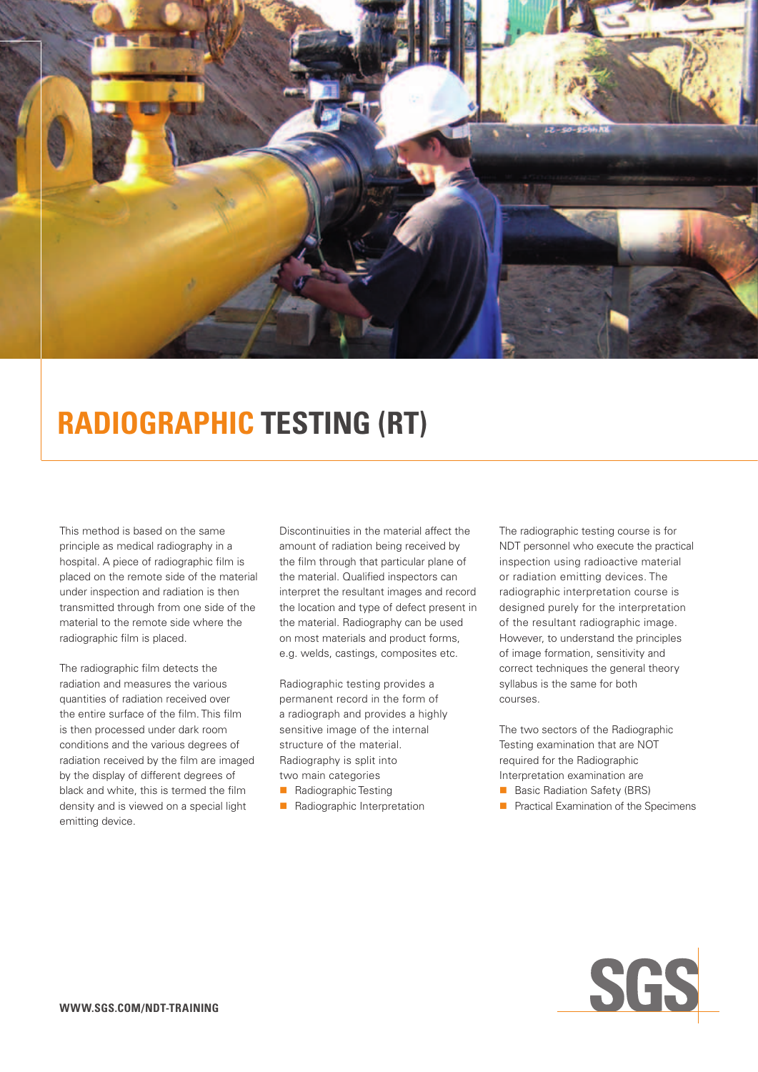# RADIOGRAPHIC TESTING (RT)

This method is based on the same principle as medical radiography in a hospital. A piece of radiographic film is placed on the remote side of the material under inspection and radiation is then transmitted through from one side of the material to the remote side where the radiographic film is placed.

The radiographic film detects the radiation and measures the various quantities of radiation received over the entire surface of the film. This film is then processed under dark room conditions and the various degrees of radiation received by the film are imaged by the display of different degrees of black and white, this is termed the film density and is viewed on a special light emitting device.

Discontinuities in the material affect the amount of radiation being received by the film through that particular plane of the material. Qualified inspectors can interpret the resultant images and record the location and type of defect present in the material. Radiography can be used on most materials and product forms, e.g. welds, castings, composites etc.

Radiographic testing provides a permanent record in the form of a radiograph and provides a highly sensitive image of the internal structure of the material. Radiography is split into two main categories

- Radiographic Testing
- Radiographic Interpretation

The radiographic testing course is for NDT personnel who execute the practical inspection using radioactive material or radiation emitting devices. The radiographic interpretation course is designed purely for the interpretation of the resultant radiographic image. However, to understand the principles of image formation, sensitivity and correct techniques the general theory syllabus is the same for both courses.

The two sectors of the Radiographic Testing examination that are NOT required for the Radiographic Interpretation examination are

- Basic Radiation Safety (BRS)
- Practical Examination of the Specimens

**WWW.SGS.COM/NDT-TRAINING**

SGS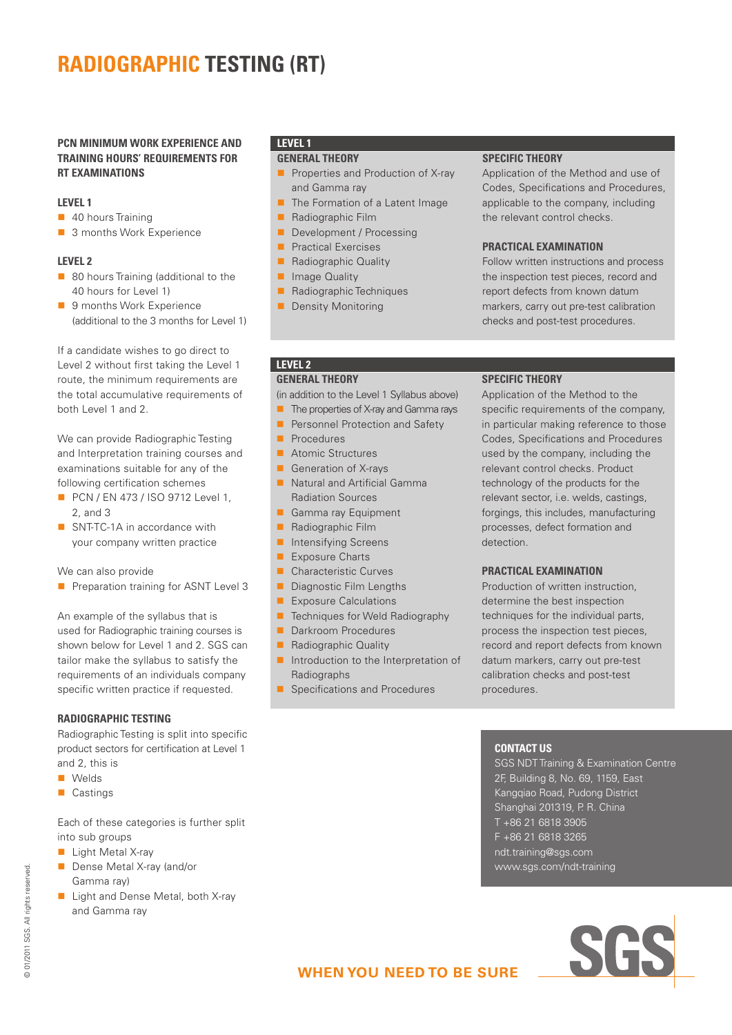# RADIOGRAPHIC TESTING (RT)

### PCN MINIMUM WORK EXPERIENCE AND TRAINING HOURS' REQUIREMENTS FOR RT EXAMINATIONS

#### LEVEL 1

- 40 hours Training
- 3 months Work Experience

#### LEVEL 2

- 80 hours Training (additional to the 40 hours for Level 1)
- 9 months Work Experience (additional to the 3 months for Level 1)

If a candidate wishes to go direct to Level 2 without first taking the Level 1 route, the minimum requirements are the total accumulative requirements of both Level 1 and 2.

We can provide Radiographic Testing and Interpretation training courses and examinations suitable for any of the following certification schemes

- PCN / EN 473 / ISO 9712 Level 1, 2, and 3
- SNT-TC-1A in accordance with your company written practice

We can also provide

- Preparation training for ASNT Level 3

An example of the syllabus that is used for Radiographic training courses is shown below for Level 1 and 2. SGS can tailor make the syllabus to satisfy the requirements of an individuals company specific written practice if requested.

### RADIOGRAPHIC TESTING

Radiographic Testing is split into specific product sectors for certification at Level 1 and 2, this is

- Welds
- Castings

Each of these categories is further split into sub groups

- Light Metal X-ray
- Dense Metal X-ray (and/or Gamma ray)
- Light and Dense Metal, both X-ray and Gamma ray

## LEVEL 1

### GENERAL THEORY

- Properties and Production of X-ray and Gamma ray
- The Formation of a Latent Image
- Radiographic Film
- Development / Processing
- Practical Exercises
- Radiographic Quality
- Image Quality
- Radiographic Techniques
- Density Monitoring

### SPECIFIC THEORY

Application of the Method and use of Codes, Specifications and Procedures, applicable to the company, including the relevant control checks.

### PRACTICAL EXAMINATION

Follow written instructions and process the inspection test pieces, record and report defects from known datum markers, carry out pre-test calibration checks and post-test procedures.

## LEVEL 2

### GENERAL THEORY

(in addition to the Level 1 Syllabus above)

- The properties of X-ray and Gamma rays
- Personnel Protection and Safety
- Procedures
- Atomic Structures
- Generation of X-rays
- Natural and Artificial Gamma Radiation Sources
- Gamma ray Equipment
- Radiographic Film
- Intensifying Screens
- Exposure Charts
- Characteristic Curves
- Diagnostic Film Lengths
- Exposure Calculations
- Techniques for Weld Radiography
- Darkroom Procedures
- Radiographic Quality
- Introduction to the Interpretation of Radiographs
- Specifications and Procedures

### SPECIFIC THEORY

Application of the Method to the specific requirements of the company, in particular making reference to those Codes, Specifications and Procedures used by the company, including the relevant control checks. Product technology of the products for the relevant sector, i.e. welds, castings, forgings, this includes, manufacturing processes, defect formation and detection.

### PRACTICAL EXAMINATION

Production of written instruction, determine the best inspection techniques for the individual parts, process the inspection test pieces, record and report defects from known datum markers, carry out pre-test calibration checks and post-test procedures.

### CONTACT US

SGS NDT Training & Examination Centre
2F, Building 8, No. 69, 1159, East Kangqiao Road, Pudong District
Shanghai 201319, P. R. China
T +86 21 6818 3905
F +86 21 6818 3265
ndt.training@sgs.com
www.sgs.com/ndt-training

WHEN YOU NEED TO BE SURE

SGS

© 01/2011 SGS. All rights reserved.